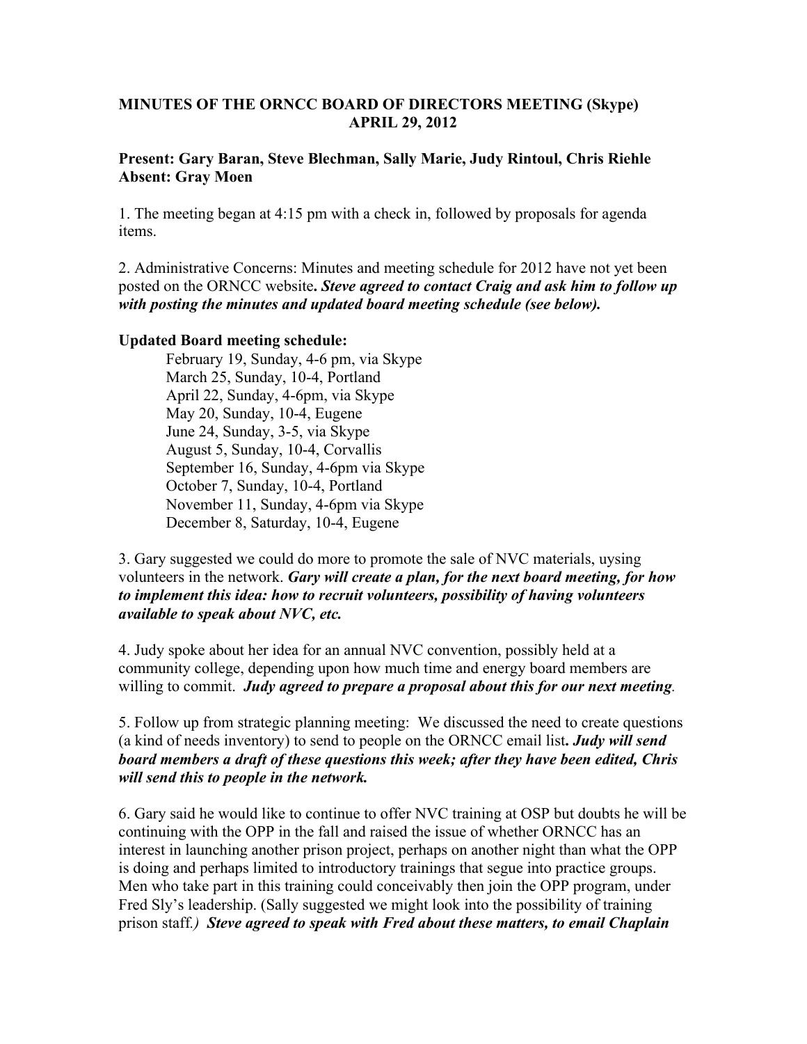**MINUTES OF THE ORNCC BOARD OF DIRECTORS MEETING (Skype)**
**APRIL 29, 2012**

**Present: Gary Baran, Steve Blechman, Sally Marie, Judy Rintoul, Chris Riehle**
**Absent: Gray Moen**

1. The meeting began at 4:15 pm with a check in, followed by proposals for agenda items.

2. Administrative Concerns: Minutes and meeting schedule for 2012 have not yet been posted on the ORNCC website**.** ***Steve agreed to contact Craig and ask him to follow up with posting the minutes and updated board meeting schedule (see below).***

**Updated Board meeting schedule:**

February 19, Sunday, 4-6 pm, via Skype
March 25, Sunday, 10-4, Portland
April 22, Sunday, 4-6pm, via Skype
May 20, Sunday, 10-4, Eugene
June 24, Sunday, 3-5, via Skype
August 5, Sunday, 10-4, Corvallis
September 16, Sunday, 4-6pm via Skype
October 7, Sunday, 10-4, Portland
November 11, Sunday, 4-6pm via Skype
December 8, Saturday, 10-4, Eugene

3. Gary suggested we could do more to promote the sale of NVC materials, uysing volunteers in the network. ***Gary will create a plan, for the next board meeting, for how to implement this idea: how to recruit volunteers, possibility of having volunteers available to speak about NVC, etc.***

4. Judy spoke about her idea for an annual NVC convention, possibly held at a community college, depending upon how much time and energy board members are willing to commit. ***Judy agreed to prepare a proposal about this for our next meeting***.

5. Follow up from strategic planning meeting: We discussed the need to create questions (a kind of needs inventory) to send to people on the ORNCC email list**.** ***Judy will send board members a draft of these questions this week; after they have been edited, Chris will send this to people in the network.***

6. Gary said he would like to continue to offer NVC training at OSP but doubts he will be continuing with the OPP in the fall and raised the issue of whether ORNCC has an interest in launching another prison project, perhaps on another night than what the OPP is doing and perhaps limited to introductory trainings that segue into practice groups. Men who take part in this training could conceivably then join the OPP program, under Fred Sly's leadership. (Sally suggested we might look into the possibility of training prison staff*.)* ***Steve agreed to speak with Fred about these matters, to email Chaplain***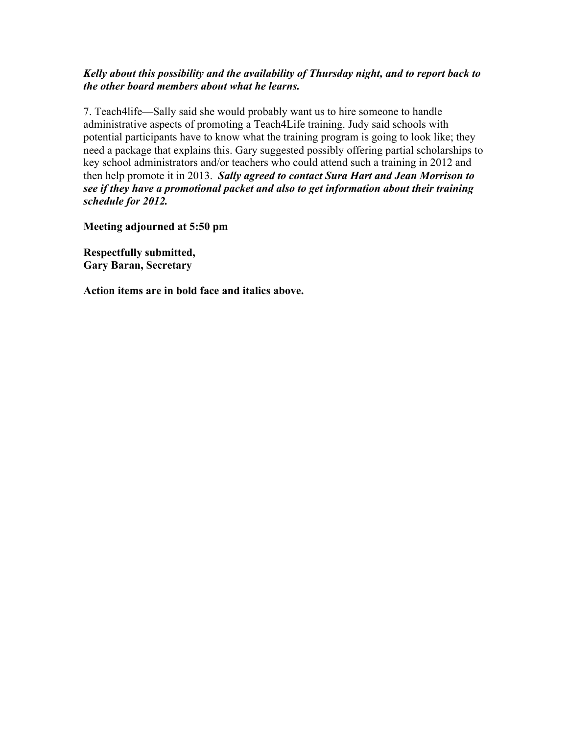***Kelly about this possibility and the availability of Thursday night, and to report back to the other board members about what he learns.***

7. Teach4life—Sally said she would probably want us to hire someone to handle administrative aspects of promoting a Teach4Life training. Judy said schools with potential participants have to know what the training program is going to look like; they need a package that explains this. Gary suggested possibly offering partial scholarships to key school administrators and/or teachers who could attend such a training in 2012 and then help promote it in 2013. ***Sally agreed to contact Sura Hart and Jean Morrison to see if they have a promotional packet and also to get information about their training schedule for 2012.***

**Meeting adjourned at 5:50 pm**

**Respectfully submitted,**
**Gary Baran, Secretary**

**Action items are in bold face and italics above.**